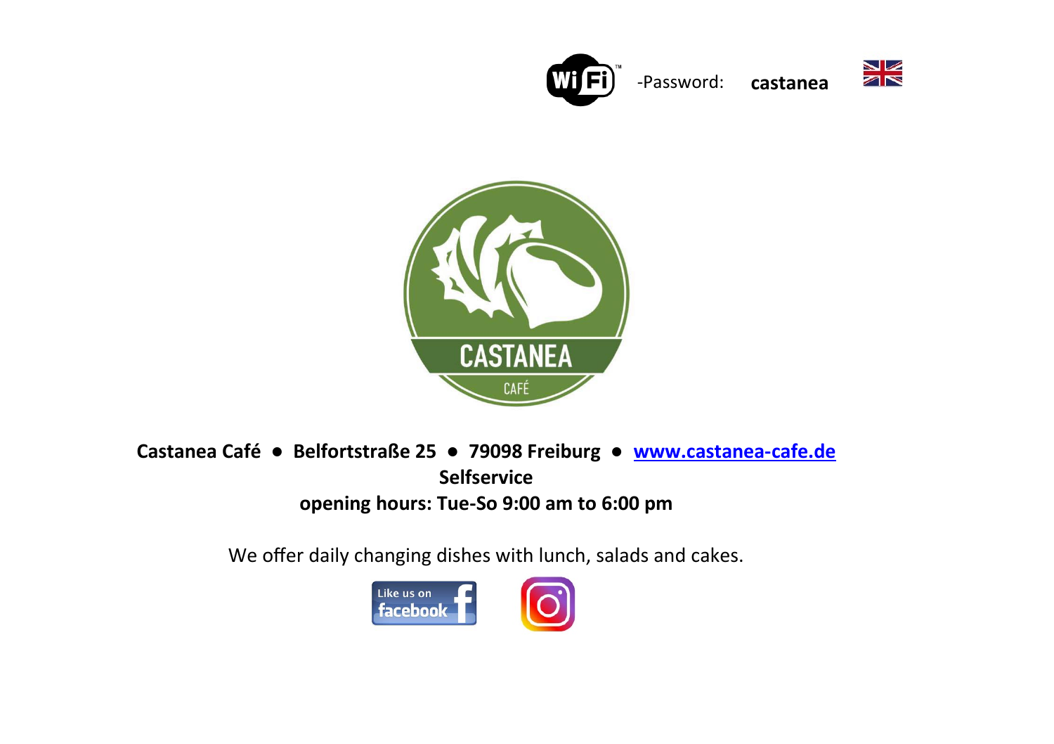-Password: **castanea**

CASTANEA

CAFÉ

**Castanea Café ● Belfortstraße 25 ● 79098 Freiburg ● [www.castanea-cafe.de](http://www.castanea-cafe.de)**

**Selfservice**

**opening hours: Tue-So 9:00 am to 6:00 pm**

We offer daily changing dishes with lunch, salads and cakes.

Like us on facebook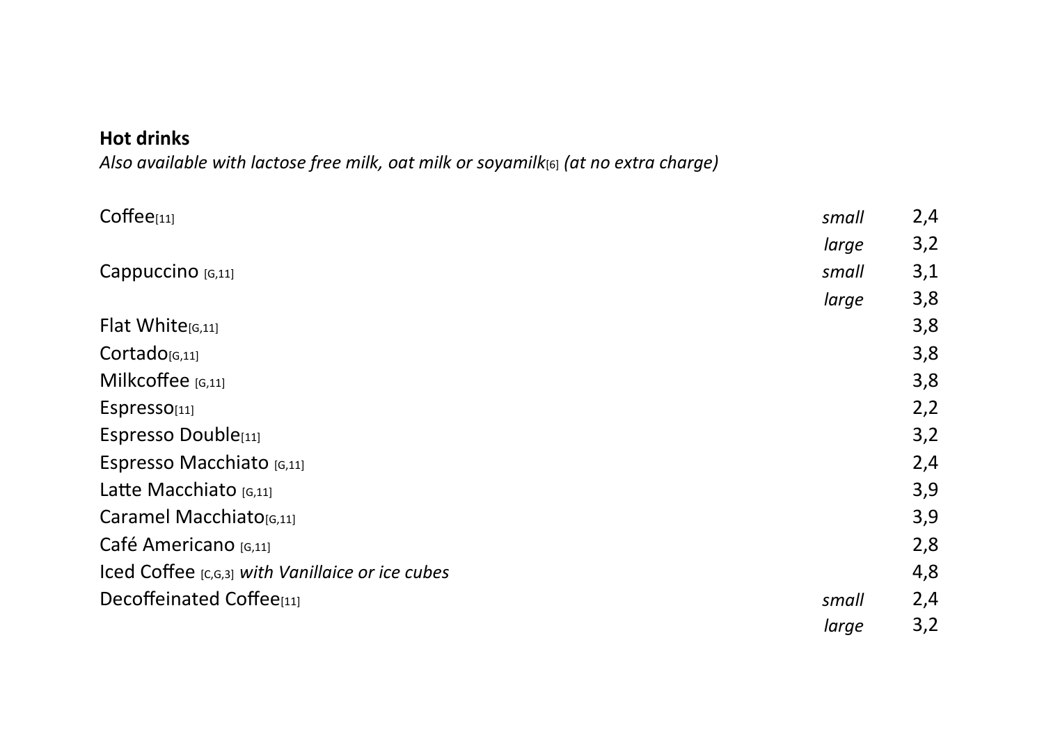**Hot drinks**

*Also available with lactose free milk, oat milk or soyamilk[6] (at no extra charge)*

| Item | Size | Price |
|---|---|---|
| Coffee[11] | *small* | 2,4 |
| | *large* | 3,2 |
| Cappuccino [G,11] | *small* | 3,1 |
| | *large* | 3,8 |
| Flat White[G,11] | | 3,8 |
| Cortado[G,11] | | 3,8 |
| Milkcoffee [G,11] | | 3,8 |
| Espresso[11] | | 2,2 |
| Espresso Double[11] | | 3,2 |
| Espresso Macchiato [G,11] | | 2,4 |
| Latte Macchiato [G,11] | | 3,9 |
| Caramel Macchiato[G,11] | | 3,9 |
| Café Americano [G,11] | | 2,8 |
| Iced Coffee [C,G,3] *with Vanillaice or ice cubes* | | 4,8 |
| Decoffeinated Coffee[11] | *small* | 2,4 |
| | *large* | 3,2 |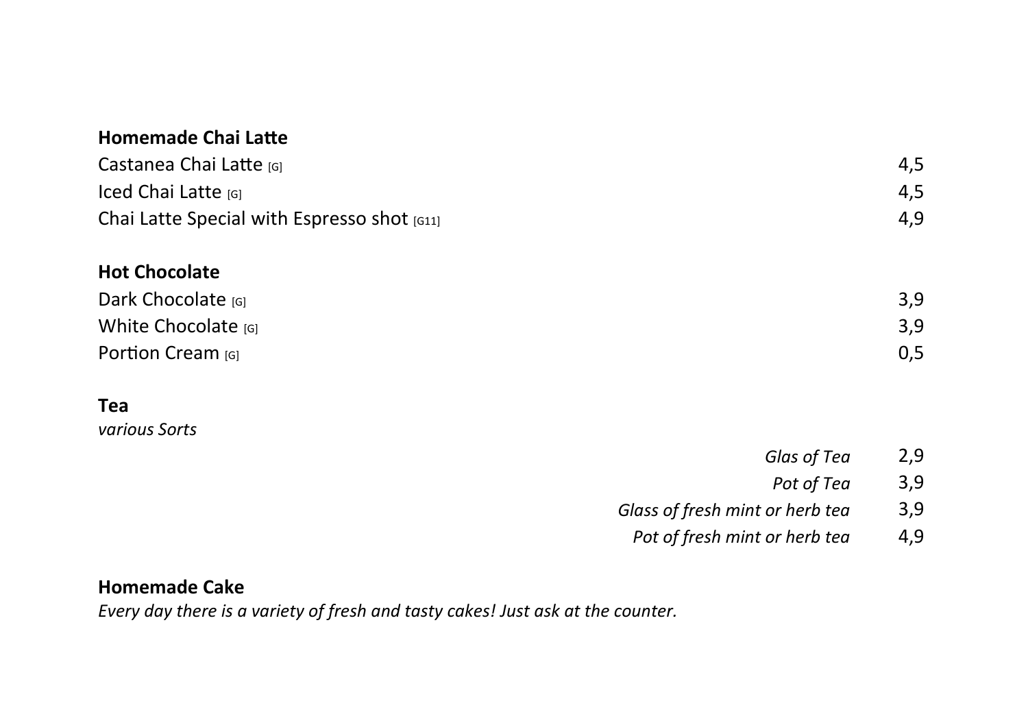## Homemade Chai Latte

| | |
|---|---|
| Castanea Chai Latte [G] | 4,5 |
| Iced Chai Latte [G] | 4,5 |
| Chai Latte Special with Espresso shot [G11] | 4,9 |

## Hot Chocolate

| | |
|---|---|
| Dark Chocolate [G] | 3,9 |
| White Chocolate [G] | 3,9 |
| Portion Cream [G] | 0,5 |

## Tea

*various Sorts*

| | |
|---|---|
| *Glas of Tea* | 2,9 |
| *Pot of Tea* | 3,9 |
| *Glass of fresh mint or herb tea* | 3,9 |
| *Pot of fresh mint or herb tea* | 4,9 |

## Homemade Cake

*Every day there is a variety of fresh and tasty cakes! Just ask at the counter.*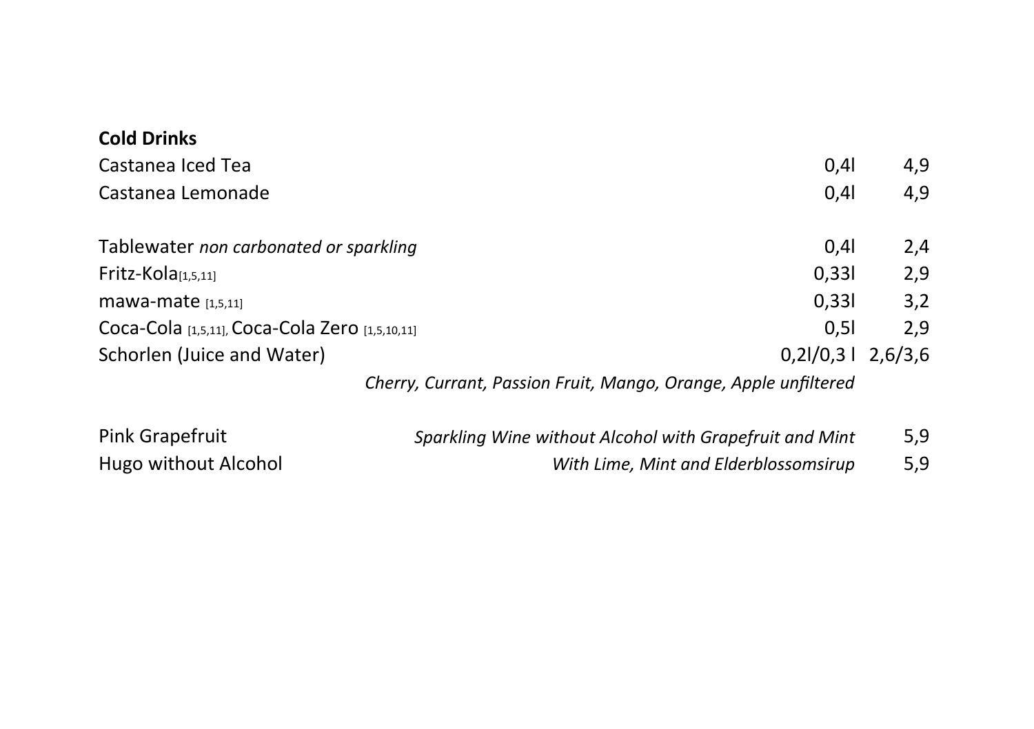**Cold Drinks**

| | | |
|---|---|---|
| Castanea Iced Tea | 0,4l | 4,9 |
| Castanea Lemonade | 0,4l | 4,9 |
| | | |
| Tablewater *non carbonated or sparkling* | 0,4l | 2,4 |
| Fritz-Kola[1,5,11] | 0,33l | 2,9 |
| mawa-mate [1,5,11] | 0,33l | 3,2 |
| Coca-Cola [1,5,11], Coca-Cola Zero [1,5,10,11] | 0,5l | 2,9 |
| Schorlen (Juice and Water) | 0,2l/0,3 l | 2,6/3,6 |
| *Cherry, Currant, Passion Fruit, Mango, Orange, Apple unfiltered* | | |
| | | |
| Pink Grapefruit | *Sparkling Wine without Alcohol with Grapefruit and Mint* | 5,9 |
| Hugo without Alcohol | *With Lime, Mint and Elderblossomsirup* | 5,9 |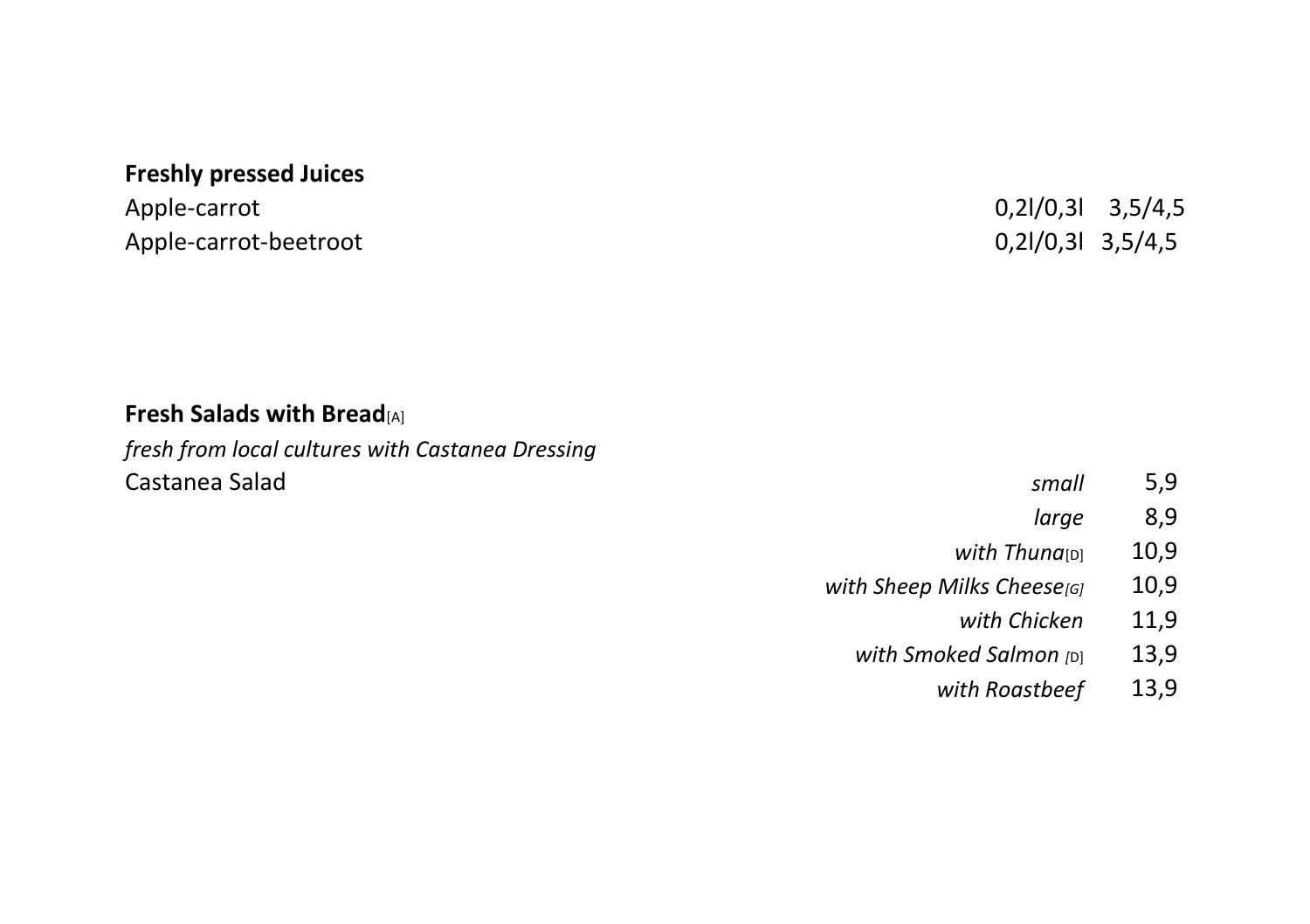**Freshly pressed Juices**

| | | |
|---|---|---|
| Apple-carrot | 0,2l/0,3l | 3,5/4,5 |
| Apple-carrot-beetroot | 0,2l/0,3l | 3,5/4,5 |

**Fresh Salads with Bread**[A]

*fresh from local cultures with Castanea Dressing*

| | | |
|---|---|---|
| Castanea Salad | *small* | 5,9 |
| | *large* | 8,9 |
| | *with Thuna*[D] | 10,9 |
| | *with Sheep Milks Cheese[G]* | 10,9 |
| | *with Chicken* | 11,9 |
| | *with Smoked Salmon* [D] | 13,9 |
| | *with Roastbeef* | 13,9 |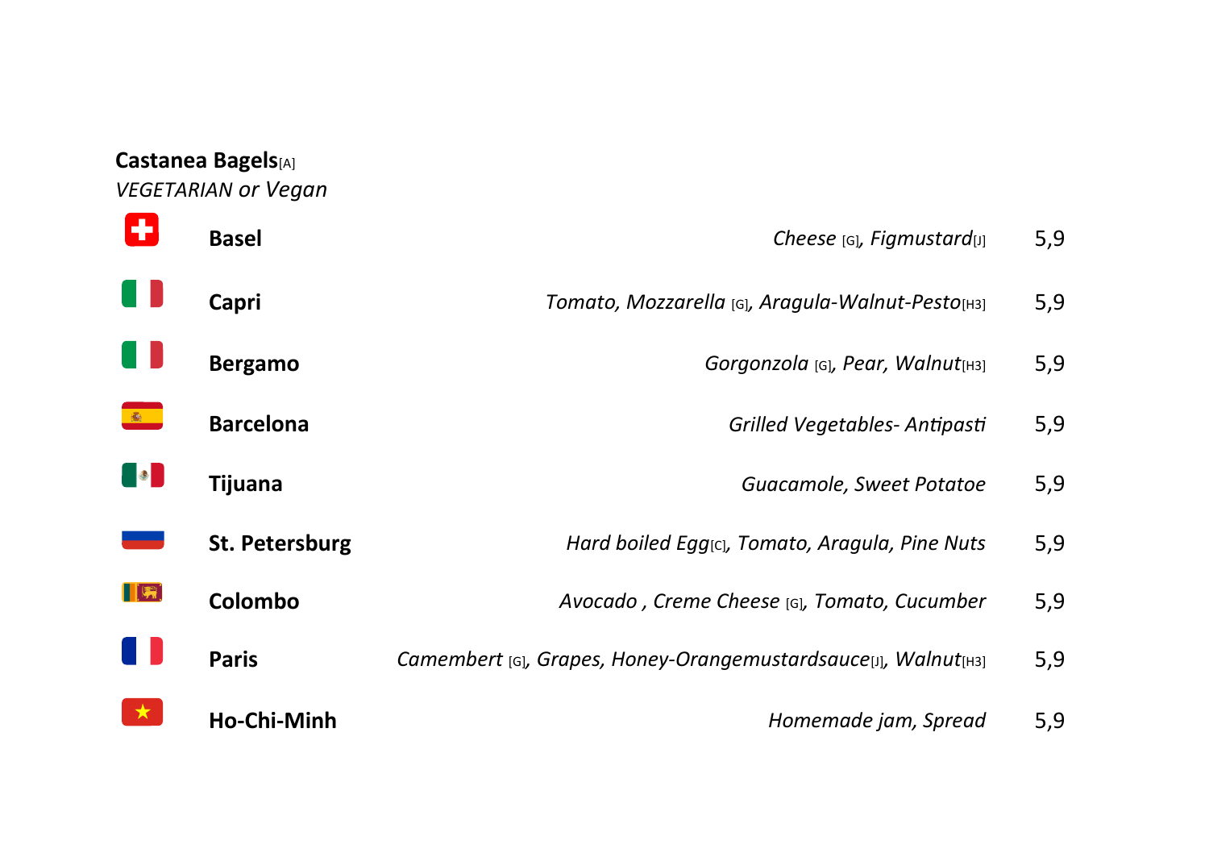**Castanea Bagels**[A]

*VEGETARIAN or Vegan*

| | | | |
|---|---|---|---|
| **Basel** | *Cheese* [G], *Figmustard*[J] | 5,9 |
| **Capri** | *Tomato, Mozzarella* [G], *Aragula-Walnut-Pesto*[H3] | 5,9 |
| **Bergamo** | *Gorgonzola* [G], *Pear, Walnut*[H3] | 5,9 |
| **Barcelona** | *Grilled Vegetables- Antipasti* | 5,9 |
| **Tijuana** | *Guacamole, Sweet Potatoe* | 5,9 |
| **St. Petersburg** | *Hard boiled Egg*[C], *Tomato, Aragula, Pine Nuts* | 5,9 |
| **Colombo** | *Avocado , Creme Cheese* [G], *Tomato, Cucumber* | 5,9 |
| **Paris** | *Camembert* [G], *Grapes, Honey-Orangemustardsauce*[J], *Walnut*[H3] | 5,9 |
| **Ho-Chi-Minh** | *Homemade jam, Spread* | 5,9 |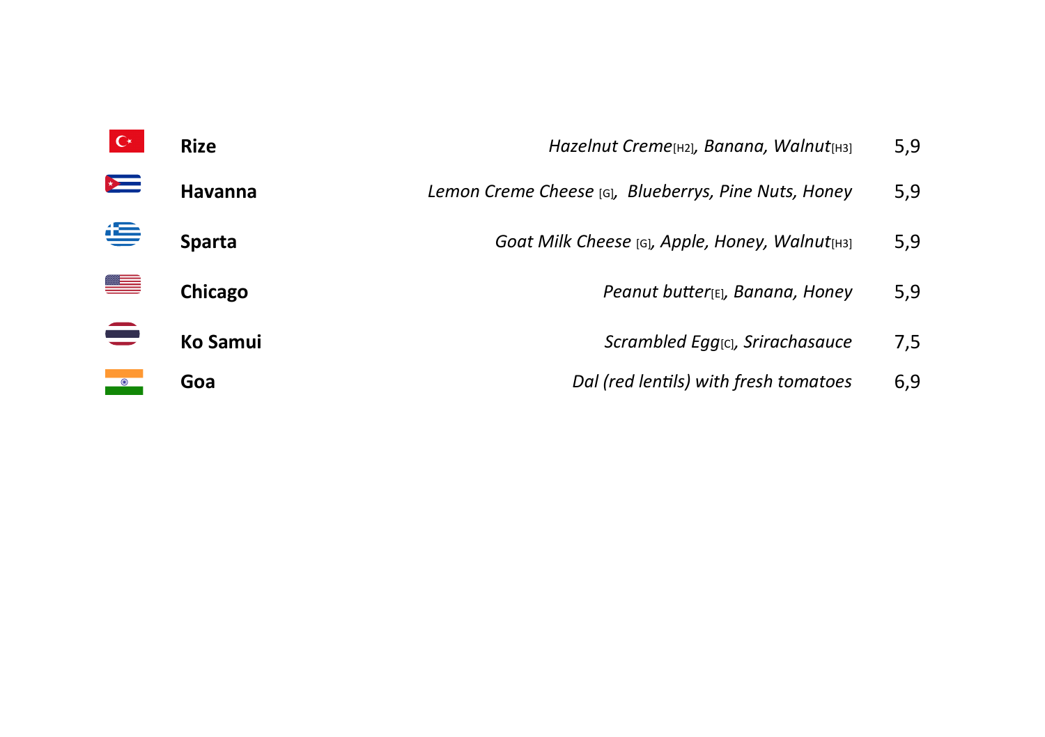| | | | |
|---|---|---|---|
| | **Rize** | *Hazelnut Creme*[H2], *Banana, Walnut*[H3] | 5,9 |
| | **Havanna** | *Lemon Creme Cheese* [G], *Blueberrys, Pine Nuts, Honey* | 5,9 |
| | **Sparta** | *Goat Milk Cheese* [G], *Apple, Honey, Walnut*[H3] | 5,9 |
| | **Chicago** | *Peanut butter*[E], *Banana, Honey* | 5,9 |
| | **Ko Samui** | *Scrambled Egg*[C], *Srirachasauce* | 7,5 |
| | **Goa** | *Dal (red lentils) with fresh tomatoes* | 6,9 |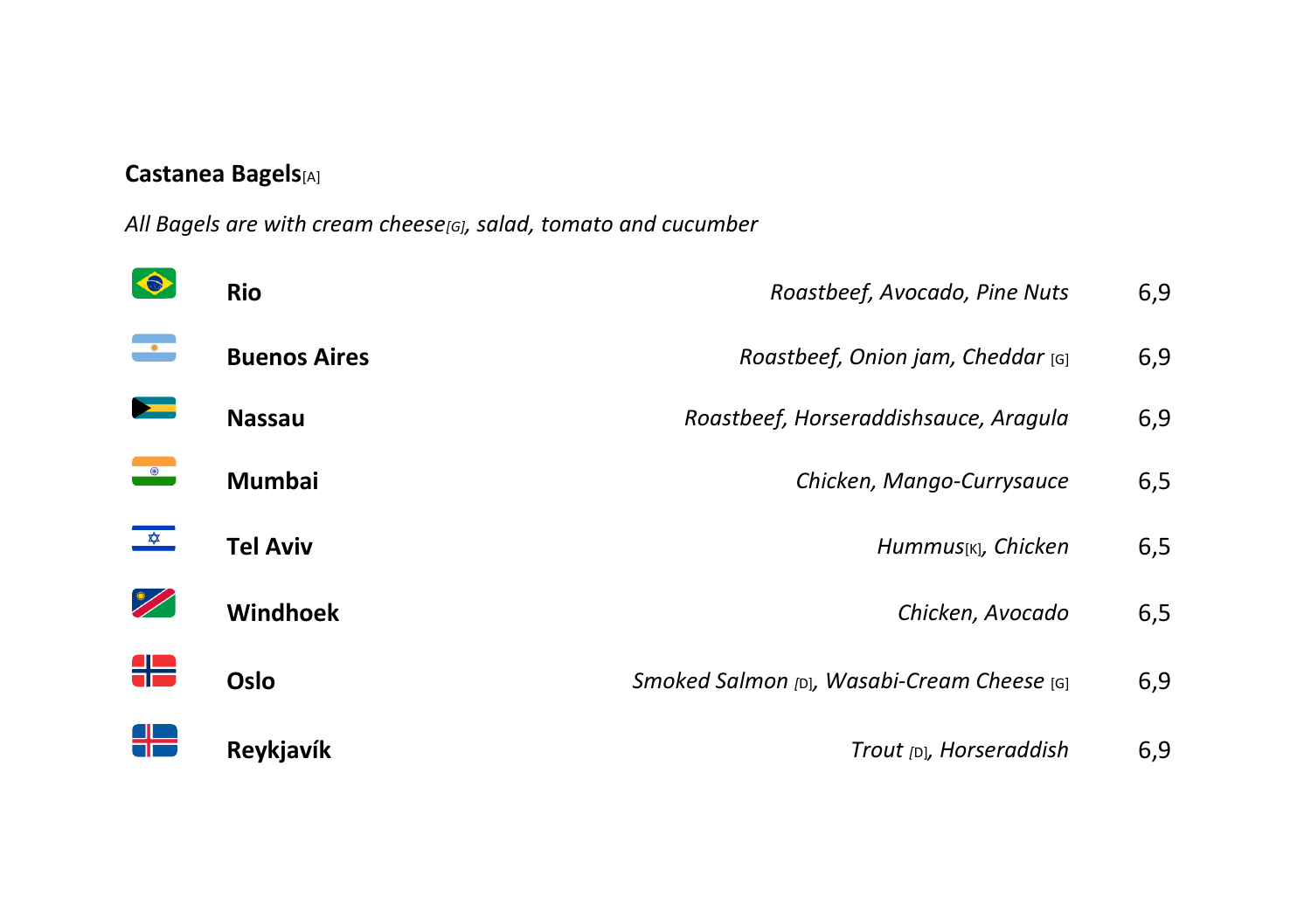## Castanea Bagels[A]

*All Bagels are with cream cheese[G], salad, tomato and cucumber*

| Name | Ingredients | Price |
|---|---|---|
| **Rio** | *Roastbeef, Avocado, Pine Nuts* | 6,9 |
| **Buenos Aires** | *Roastbeef, Onion jam, Cheddar* [G] | 6,9 |
| **Nassau** | *Roastbeef, Horseraddishsauce, Aragula* | 6,9 |
| **Mumbai** | *Chicken, Mango-Currysauce* | 6,5 |
| **Tel Aviv** | *Hummus*[K]*, Chicken* | 6,5 |
| **Windhoek** | *Chicken, Avocado* | 6,5 |
| **Oslo** | *Smoked Salmon* [D]*, Wasabi-Cream Cheese* [G] | 6,9 |
| **Reykjavík** | *Trout* [D]*, Horseraddish* | 6,9 |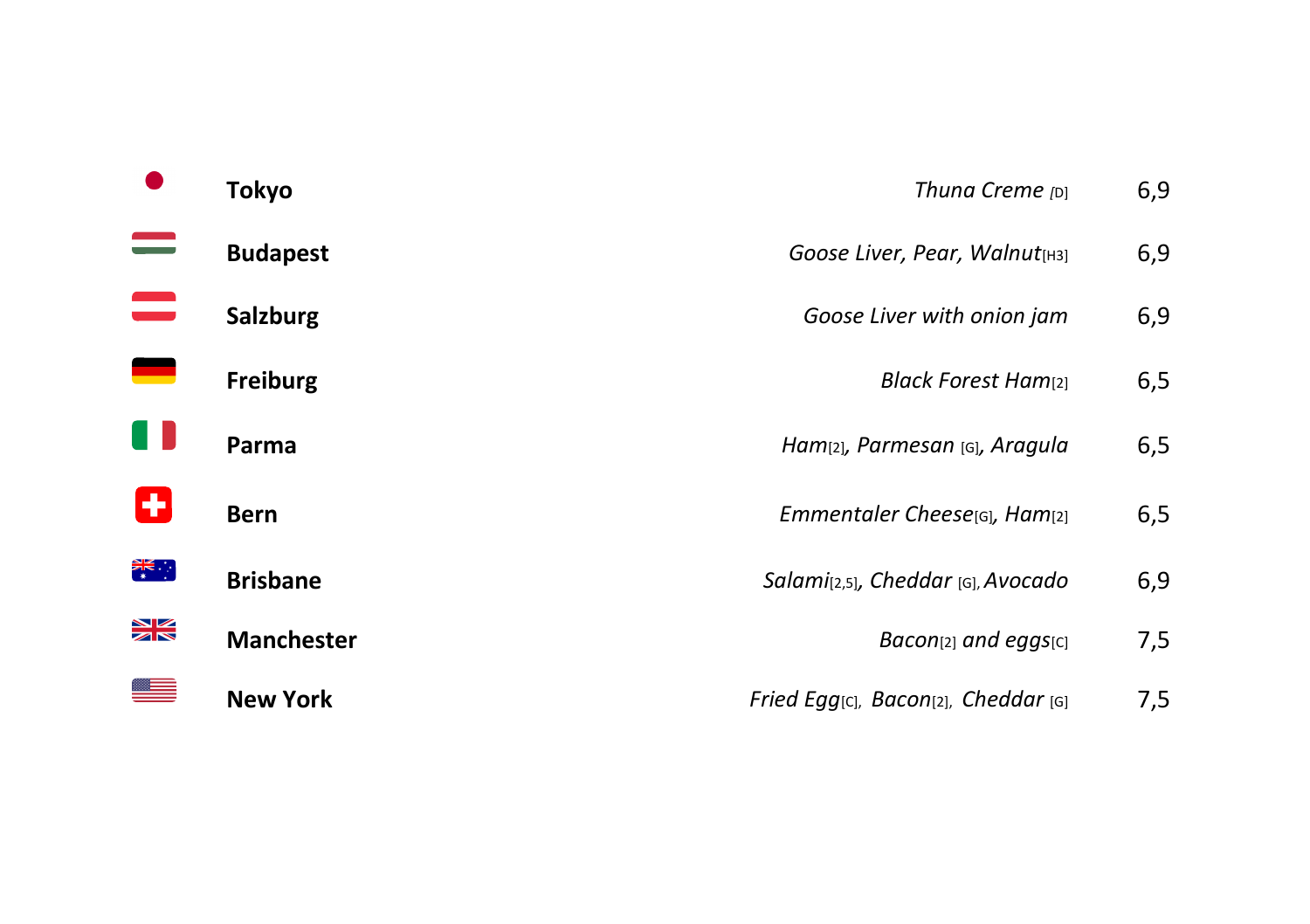| | | |
|---|---|---|
| **Tokyo** | *Thuna Creme [D]* | 6,9 |
| **Budapest** | *Goose Liver, Pear, Walnut[H3]* | 6,9 |
| **Salzburg** | *Goose Liver with onion jam* | 6,9 |
| **Freiburg** | *Black Forest Ham[2]* | 6,5 |
| **Parma** | *Ham[2], Parmesan [G], Aragula* | 6,5 |
| **Bern** | *Emmentaler Cheese[G], Ham[2]* | 6,5 |
| **Brisbane** | *Salami[2,5], Cheddar [G], Avocado* | 6,9 |
| **Manchester** | *Bacon[2] and eggs[C]* | 7,5 |
| **New York** | *Fried Egg[C], Bacon[2], Cheddar [G]* | 7,5 |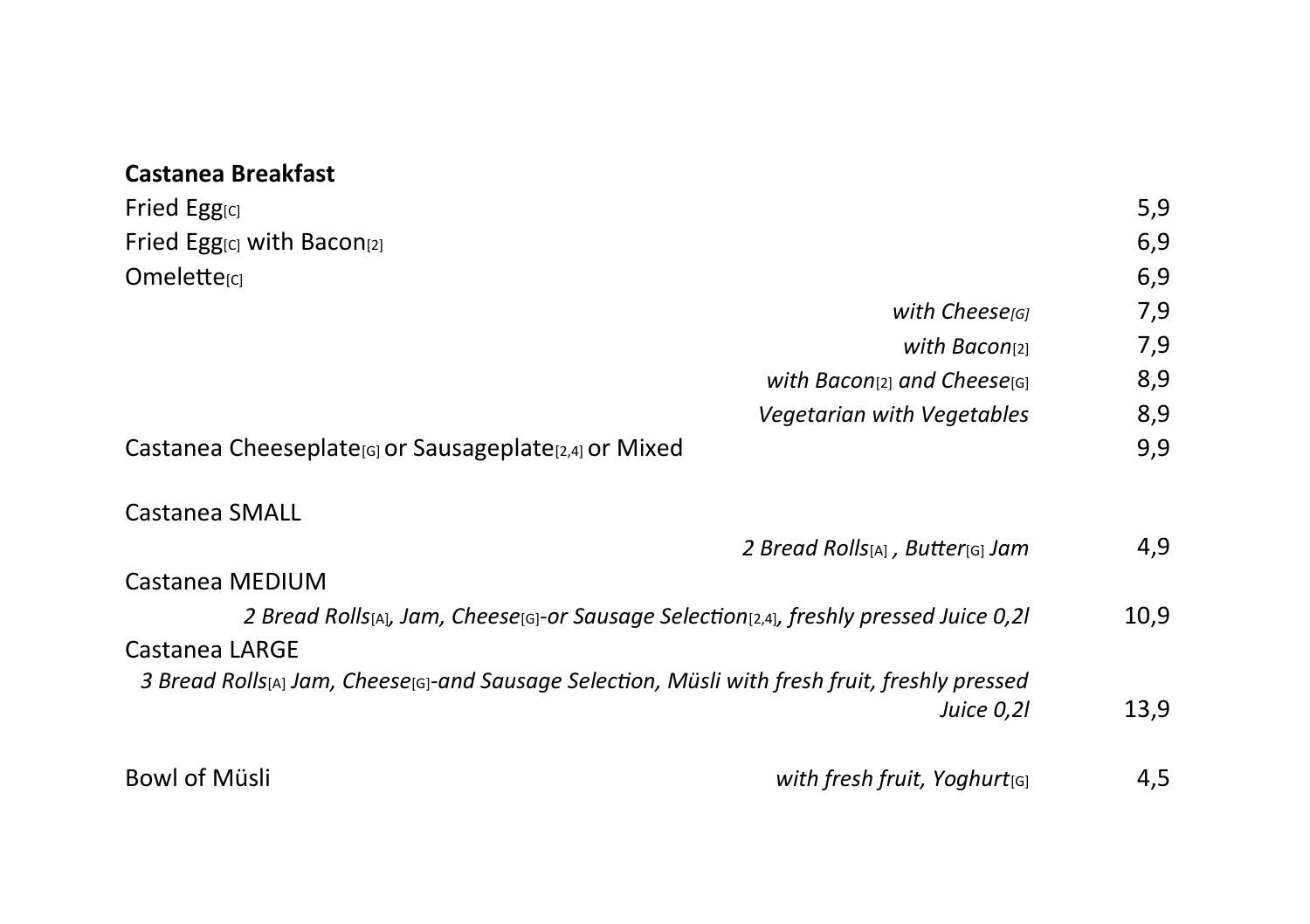**Castanea Breakfast**

| | | |
|---|---|---|
| Fried Egg[C] | | 5,9 |
| Fried Egg[C] with Bacon[2] | | 6,9 |
| Omelette[C] | | 6,9 |
| | *with Cheese[G]* | 7,9 |
| | *with Bacon[2]* | 7,9 |
| | *with Bacon[2] and Cheese[G]* | 8,9 |
| | *Vegetarian with Vegetables* | 8,9 |
| Castanea Cheeseplate[G] or Sausageplate[2,4] or Mixed | | 9,9 |
| Castanea SMALL | | |
| | *2 Bread Rolls[A] , Butter[G] Jam* | 4,9 |
| Castanea MEDIUM | | |
| | *2 Bread Rolls[A], Jam, Cheese[G]-or Sausage Selection[2,4], freshly pressed Juice 0,2l* | 10,9 |
| Castanea LARGE | | |
| | *3 Bread Rolls[A] Jam, Cheese[G]-and Sausage Selection, Müsli with fresh fruit, freshly pressed Juice 0,2l* | 13,9 |
| Bowl of Müsli | *with fresh fruit, Yoghurt[G]* | 4,5 |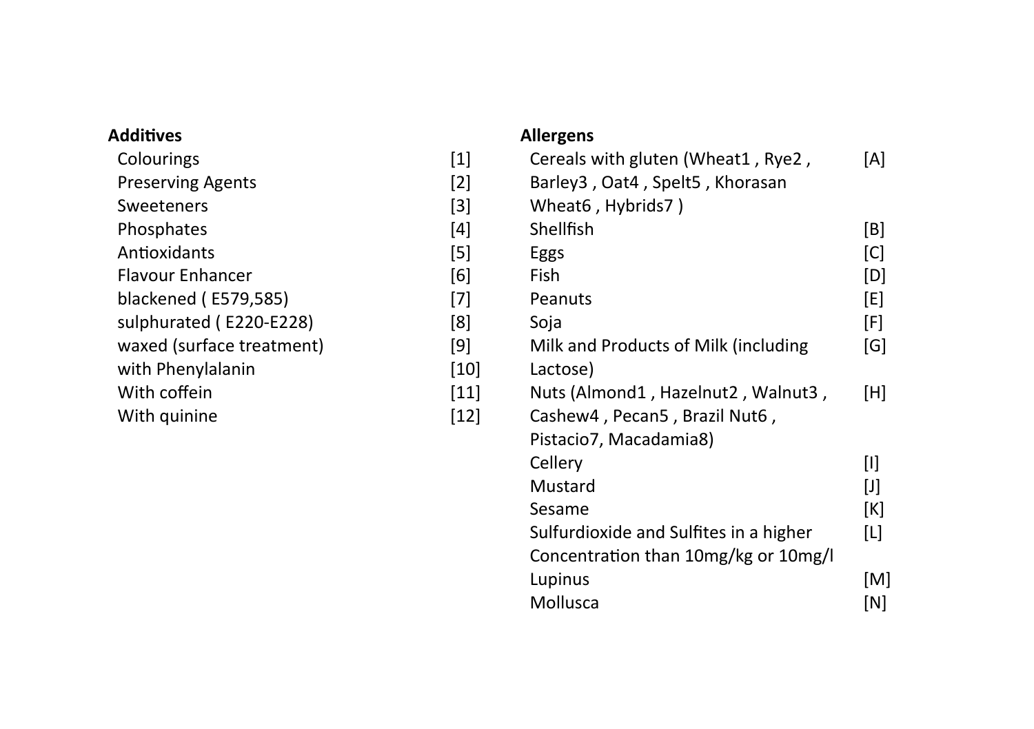**Additives**

| | |
|---|---|
| Colourings | [1] |
| Preserving Agents | [2] |
| Sweeteners | [3] |
| Phosphates | [4] |
| Antioxidants | [5] |
| Flavour Enhancer | [6] |
| blackened ( E579,585) | [7] |
| sulphurated ( E220-E228) | [8] |
| waxed (surface treatment) | [9] |
| with Phenylalanin | [10] |
| With coffein | [11] |
| With quinine | [12] |

**Allergens**

| | |
|---|---|
| Cereals with gluten (Wheat1 , Rye2 , Barley3 , Oat4 , Spelt5 , Khorasan Wheat6 , Hybrids7 ) | [A] |
| Shellfish | [B] |
| Eggs | [C] |
| Fish | [D] |
| Peanuts | [E] |
| Soja | [F] |
| Milk and Products of Milk (including Lactose) | [G] |
| Nuts (Almond1 , Hazelnut2 , Walnut3 , Cashew4 , Pecan5 , Brazil Nut6 , Pistacio7, Macadamia8) | [H] |
| Cellery | [I] |
| Mustard | [J] |
| Sesame | [K] |
| Sulfurdioxide and Sulfites in a higher Concentration than 10mg/kg or 10mg/l | [L] |
| Lupinus | [M] |
| Mollusca | [N] |